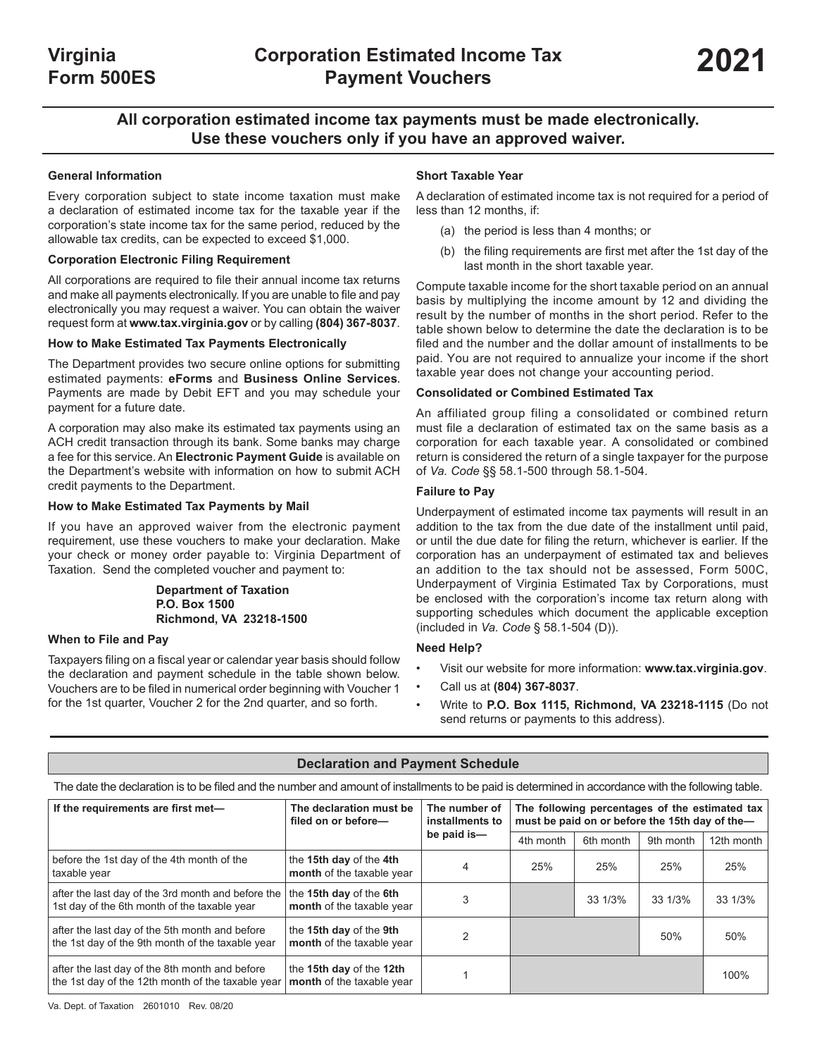# Virginia Form 500ES

# Corporation Estimated Income Tax Payment Vouchers

# 2021

**All corporation estimated income tax payments must be made electronically. Use these vouchers only if you have an approved waiver.**

### General Information

Every corporation subject to state income taxation must make a declaration of estimated income tax for the taxable year if the corporation's state income tax for the same period, reduced by the allowable tax credits, can be expected to exceed $1,000.

### Corporation Electronic Filing Requirement

All corporations are required to file their annual income tax returns and make all payments electronically. If you are unable to file and pay electronically you may request a waiver. You can obtain the waiver request form at **www.tax.virginia.gov** or by calling **(804) 367-8037**.

### How to Make Estimated Tax Payments Electronically

The Department provides two secure online options for submitting estimated payments: **eForms** and **Business Online Services**. Payments are made by Debit EFT and you may schedule your payment for a future date.

A corporation may also make its estimated tax payments using an ACH credit transaction through its bank. Some banks may charge a fee for this service. An **Electronic Payment Guide** is available on the Department's website with information on how to submit ACH credit payments to the Department.

### How to Make Estimated Tax Payments by Mail

If you have an approved waiver from the electronic payment requirement, use these vouchers to make your declaration. Make your check or money order payable to: Virginia Department of Taxation. Send the completed voucher and payment to:

**Department of Taxation**
**P.O. Box 1500**
**Richmond, VA 23218-1500**

### When to File and Pay

Taxpayers filing on a fiscal year or calendar year basis should follow the declaration and payment schedule in the table shown below. Vouchers are to be filed in numerical order beginning with Voucher 1 for the 1st quarter, Voucher 2 for the 2nd quarter, and so forth.

### Short Taxable Year

A declaration of estimated income tax is not required for a period of less than 12 months, if:

(a) the period is less than 4 months; or

(b) the filing requirements are first met after the 1st day of the last month in the short taxable year.

Compute taxable income for the short taxable period on an annual basis by multiplying the income amount by 12 and dividing the result by the number of months in the short period. Refer to the table shown below to determine the date the declaration is to be filed and the number and the dollar amount of installments to be paid. You are not required to annualize your income if the short taxable year does not change your accounting period.

### Consolidated or Combined Estimated Tax

An affiliated group filing a consolidated or combined return must file a declaration of estimated tax on the same basis as a corporation for each taxable year. A consolidated or combined return is considered the return of a single taxpayer for the purpose of *Va. Code* §§ 58.1-500 through 58.1-504.

### Failure to Pay

Underpayment of estimated income tax payments will result in an addition to the tax from the due date of the installment until paid, or until the due date for filing the return, whichever is earlier. If the corporation has an underpayment of estimated tax and believes an addition to the tax should not be assessed, Form 500C, Underpayment of Virginia Estimated Tax by Corporations, must be enclosed with the corporation's income tax return along with supporting schedules which document the applicable exception (included in *Va. Code* § 58.1-504 (D)).

### Need Help?

- Visit our website for more information: **www.tax.virginia.gov**.
- Call us at **(804) 367-8037**.
- Write to **P.O. Box 1115, Richmond, VA 23218-1115** (Do not send returns or payments to this address).

## Declaration and Payment Schedule

The date the declaration is to be filed and the number and amount of installments to be paid is determined in accordance with the following table.

| If the requirements are first met— | The declaration must be filed on or before— | The number of installments to be paid is— | The following percentages of the estimated tax must be paid on or before the 15th day of the— | | | |
|---|---|---|---|---|---|---|
| | | | 4th month | 6th month | 9th month | 12th month |
| before the 1st day of the 4th month of the taxable year | the **15th day** of the **4th month** of the taxable year | 4 | 25% | 25% | 25% | 25% |
| after the last day of the 3rd month and before the 1st day of the 6th month of the taxable year | the **15th day** of the **6th month** of the taxable year | 3 | | 33 1/3% | 33 1/3% | 33 1/3% |
| after the last day of the 5th month and before the 1st day of the 9th month of the taxable year | the **15th day** of the **9th month** of the taxable year | 2 | | | 50% | 50% |
| after the last day of the 8th month and before the 1st day of the 12th month of the taxable year | the **15th day** of the **12th month** of the taxable year | 1 | | | | 100% |

Va. Dept. of Taxation 2601010 Rev. 08/20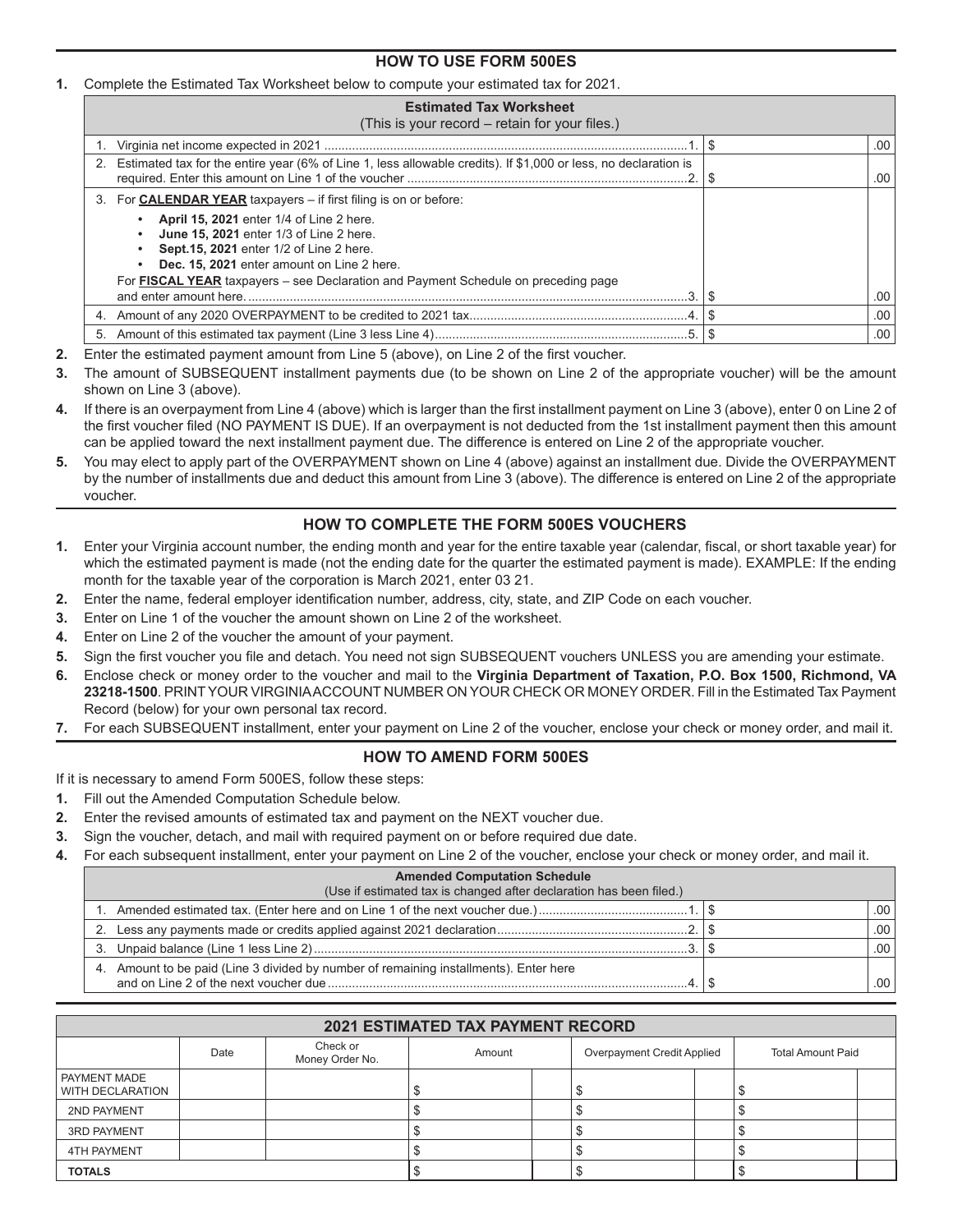## HOW TO USE FORM 500ES

1. Complete the Estimated Tax Worksheet below to compute your estimated tax for 2021.

| **Estimated Tax Worksheet**<br>(This is your record – retain for your files.) | | |
|---|---|---|
| 1. Virginia net income expected in 2021 ........................................................................................................1. | $ | .00 |
| 2. Estimated tax for the entire year (6% of Line 1, less allowable credits). If $1,000 or less, no declaration is required. Enter this amount on Line 1 of the voucher ................................................................................2. | $ | .00 |
| 3. For **CALENDAR YEAR** taxpayers – if first filing is on or before:<br>• **April 15, 2021** enter 1/4 of Line 2 here.<br>• **June 15, 2021** enter 1/3 of Line 2 here.<br>• **Sept.15, 2021** enter 1/2 of Line 2 here.<br>• **Dec. 15, 2021** enter amount on Line 2 here.<br>For **FISCAL YEAR** taxpayers – see Declaration and Payment Schedule on preceding page and enter amount here. ...............................................................................................................................3. | $ | .00 |
| 4. Amount of any 2020 OVERPAYMENT to be credited to 2021 tax..............................................................4. | $ | .00 |
| 5. Amount of this estimated tax payment (Line 3 less Line 4)........................................................................5. | $ | .00 |

2. Enter the estimated payment amount from Line 5 (above), on Line 2 of the first voucher.
3. The amount of SUBSEQUENT installment payments due (to be shown on Line 2 of the appropriate voucher) will be the amount shown on Line 3 (above).
4. If there is an overpayment from Line 4 (above) which is larger than the first installment payment on Line 3 (above), enter 0 on Line 2 of the first voucher filed (NO PAYMENT IS DUE). If an overpayment is not deducted from the 1st installment payment then this amount can be applied toward the next installment payment due. The difference is entered on Line 2 of the appropriate voucher.
5. You may elect to apply part of the OVERPAYMENT shown on Line 4 (above) against an installment due. Divide the OVERPAYMENT by the number of installments due and deduct this amount from Line 3 (above). The difference is entered on Line 2 of the appropriate voucher.

## HOW TO COMPLETE THE FORM 500ES VOUCHERS

1. Enter your Virginia account number, the ending month and year for the entire taxable year (calendar, fiscal, or short taxable year) for which the estimated payment is made (not the ending date for the quarter the estimated payment is made). EXAMPLE: If the ending month for the taxable year of the corporation is March 2021, enter 03 21.
2. Enter the name, federal employer identification number, address, city, state, and ZIP Code on each voucher.
3. Enter on Line 1 of the voucher the amount shown on Line 2 of the worksheet.
4. Enter on Line 2 of the voucher the amount of your payment.
5. Sign the first voucher you file and detach. You need not sign SUBSEQUENT vouchers UNLESS you are amending your estimate.
6. Enclose check or money order to the voucher and mail to the **Virginia Department of Taxation, P.O. Box 1500, Richmond, VA 23218-1500**. PRINT YOUR VIRGINIA ACCOUNT NUMBER ON YOUR CHECK OR MONEY ORDER. Fill in the Estimated Tax Payment Record (below) for your own personal tax record.
7. For each SUBSEQUENT installment, enter your payment on Line 2 of the voucher, enclose your check or money order, and mail it.

## HOW TO AMEND FORM 500ES

If it is necessary to amend Form 500ES, follow these steps:

1. Fill out the Amended Computation Schedule below.
2. Enter the revised amounts of estimated tax and payment on the NEXT voucher due.
3. Sign the voucher, detach, and mail with required payment on or before required due date.
4. For each subsequent installment, enter your payment on Line 2 of the voucher, enclose your check or money order, and mail it.

| **Amended Computation Schedule**<br>(Use if estimated tax is changed after declaration has been filed.) | | |
|---|---|---|
| 1. Amended estimated tax. (Enter here and on Line 1 of the next voucher due.)...........................................1. | $ | .00 |
| 2. Less any payments made or credits applied against 2021 declaration......................................................2. | $ | .00 |
| 3. Unpaid balance (Line 1 less Line 2)...........................................................................................................3. | $ | .00 |
| 4. Amount to be paid (Line 3 divided by number of remaining installments). Enter here and on Line 2 of the next voucher due.......................................................................................................4. | $ | .00 |

| **2021 ESTIMATED TAX PAYMENT RECORD** | | | | | |
|---|---|---|---|---|---|
| | Date | Check or Money Order No. | Amount | Overpayment Credit Applied | Total Amount Paid |
| PAYMENT MADE WITH DECLARATION | | | $ | $ | $ |
| 2ND PAYMENT | | | $ | $ | $ |
| 3RD PAYMENT | | | $ | $ | $ |
| 4TH PAYMENT | | | $ | $ | $ |
| **TOTALS** | | | $ | $ | $ |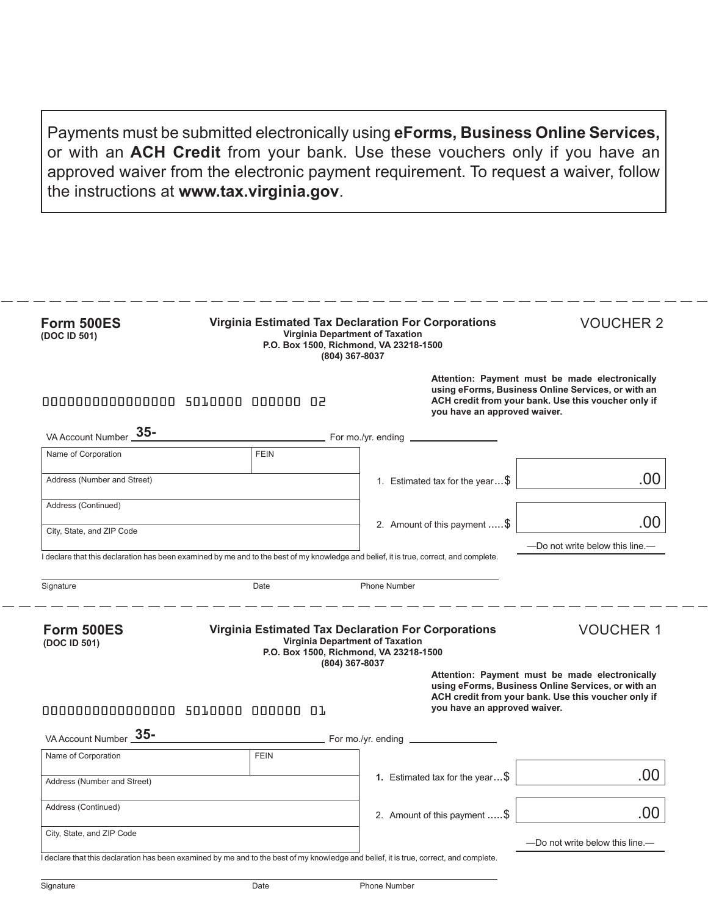Payments must be submitted electronically using **eForms, Business Online Services,** or with an **ACH Credit** from your bank. Use these vouchers only if you have an approved waiver from the electronic payment requirement. To request a waiver, follow the instructions at **www.tax.virginia.gov**.

---

**Form 500ES**
**(DOC ID 501)**

**Virginia Estimated Tax Declaration For Corporations**
**Virginia Department of Taxation**
**P.O. Box 1500, Richmond, VA 23218-1500**
**(804) 367-8037**

VOUCHER 2

**Attention: Payment must be made electronically using eForms, Business Online Services, or with an ACH credit from your bank. Use this voucher only if you have an approved waiver.**

0000000000000000 5010000 000000 02

VA Account Number **35-** ______________ For mo./yr. ending ______________

| Name of Corporation | FEIN |
|---|---|
| Address (Number and Street) | |
| Address (Continued) | |
| City, State, and ZIP Code | |

1. Estimated tax for the year...$ .00

2. Amount of this payment .....$ .00

—Do not write below this line.—

I declare that this declaration has been examined by me and to the best of my knowledge and belief, it is true, correct, and complete.

Signature | Date | Phone Number

---

**Form 500ES**
**(DOC ID 501)**

**Virginia Estimated Tax Declaration For Corporations**
**Virginia Department of Taxation**
**P.O. Box 1500, Richmond, VA 23218-1500**
**(804) 367-8037**

VOUCHER 1

**Attention: Payment must be made electronically using eForms, Business Online Services, or with an ACH credit from your bank. Use this voucher only if you have an approved waiver.**

0000000000000000 5010000 000000 01

VA Account Number **35-** ______________ For mo./yr. ending ______________

| Name of Corporation | FEIN |
|---|---|
| Address (Number and Street) | |
| Address (Continued) | |
| City, State, and ZIP Code | |

**1.** Estimated tax for the year...$ .00

2. Amount of this payment .....$ .00

—Do not write below this line.—

I declare that this declaration has been examined by me and to the best of my knowledge and belief, it is true, correct, and complete.

Signature | Date | Phone Number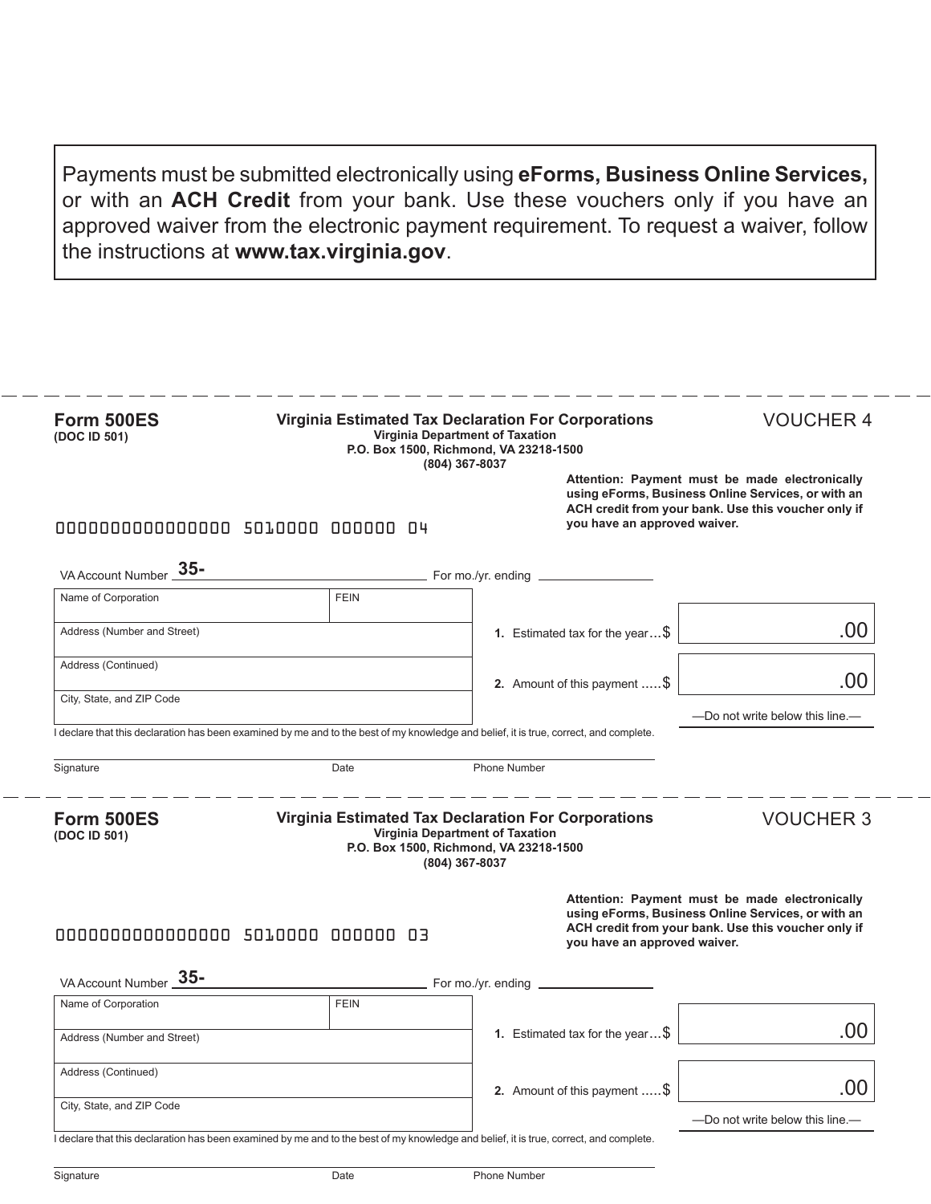Payments must be submitted electronically using **eForms, Business Online Services,** or with an **ACH Credit** from your bank. Use these vouchers only if you have an approved waiver from the electronic payment requirement. To request a waiver, follow the instructions at **www.tax.virginia.gov**.

---

**Form 500ES**
**(DOC ID 501)**

**Virginia Estimated Tax Declaration For Corporations**
**Virginia Department of Taxation**
**P.O. Box 1500, Richmond, VA 23218-1500**
**(804) 367-8037**

VOUCHER 4

**Attention: Payment must be made electronically using eForms, Business Online Services, or with an ACH credit from your bank. Use this voucher only if you have an approved waiver.**

0000000000000000 5010000 000000 04

VA Account Number **35-** ____________ For mo./yr. ending ____________

| Name of Corporation | FEIN |
|---|---|
| Address (Number and Street) | |
| Address (Continued) | |
| City, State, and ZIP Code | |

**1.** Estimated tax for the year...$ .00

**2.** Amount of this payment .....$ .00

—Do not write below this line.—

I declare that this declaration has been examined by me and to the best of my knowledge and belief, it is true, correct, and complete.

Signature ____________ Date ____________ Phone Number ____________

---

**Form 500ES**
**(DOC ID 501)**

**Virginia Estimated Tax Declaration For Corporations**
**Virginia Department of Taxation**
**P.O. Box 1500, Richmond, VA 23218-1500**
**(804) 367-8037**

VOUCHER 3

**Attention: Payment must be made electronically using eForms, Business Online Services, or with an ACH credit from your bank. Use this voucher only if you have an approved waiver.**

0000000000000000 5010000 000000 03

VA Account Number **35-** ____________ For mo./yr. ending ____________

| Name of Corporation | FEIN |
|---|---|
| Address (Number and Street) | |
| Address (Continued) | |
| City, State, and ZIP Code | |

**1.** Estimated tax for the year...$ .00

**2.** Amount of this payment .....$ .00

—Do not write below this line.—

I declare that this declaration has been examined by me and to the best of my knowledge and belief, it is true, correct, and complete.

Signature ____________ Date ____________ Phone Number ____________